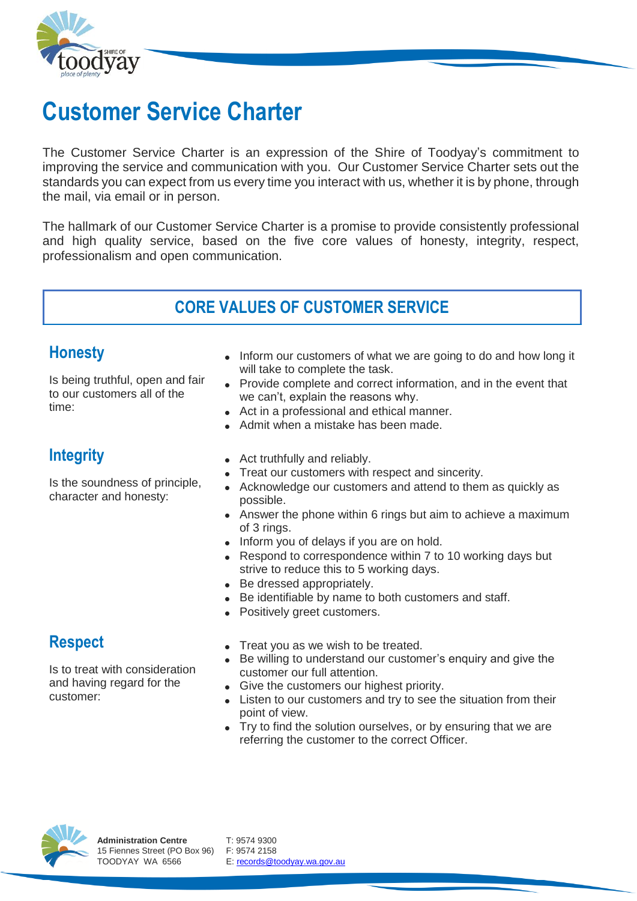# Customer Service Charter

The Customer Service Charter is an expression of the Shire of Toodyay's commitment to improving the service and communication with you. Our Customer Service Charter sets out the standards you can expect from us every time you interact with us, whether it is by phone, through the mail, via email or in person.

The hallmark of our Customer Service Charter is a promise to provide consistently professional and high quality service, based on the five core values of honesty, integrity, respect, professionalism and open communication.

## CORE VALUES OF CUSTOMER SERVICE

### Honesty

Is being truthful, open and fair to our customers all of the time:

- Inform our customers of what we are going to do and how long it will take to complete the task.
- Provide complete and correct information, and in the event that we can't, explain the reasons why.
- Act in a professional and ethical manner.
- Admit when a mistake has been made.

### Integrity

Is the soundness of principle, character and honesty:

- Act truthfully and reliably.
- Treat our customers with respect and sincerity.
- Acknowledge our customers and attend to them as quickly as possible.
- Answer the phone within 6 rings but aim to achieve a maximum of 3 rings.
- Inform you of delays if you are on hold.
- Respond to correspondence within 7 to 10 working days but strive to reduce this to 5 working days.
- Be dressed appropriately.
- Be identifiable by name to both customers and staff.
- Positively greet customers.

### Respect

Is to treat with consideration and having regard for the customer:

- Treat you as we wish to be treated.
- Be willing to understand our customer's enquiry and give the customer our full attention.
- Give the customers our highest priority.
- Listen to our customers and try to see the situation from their point of view.
- Try to find the solution ourselves, or by ensuring that we are referring the customer to the correct Officer.

**Administration Centre**
15 Fiennes Street (PO Box 96)
TOODYAY WA 6566

T: 9574 9300
F: 9574 2158
E: records@toodyay.wa.gov.au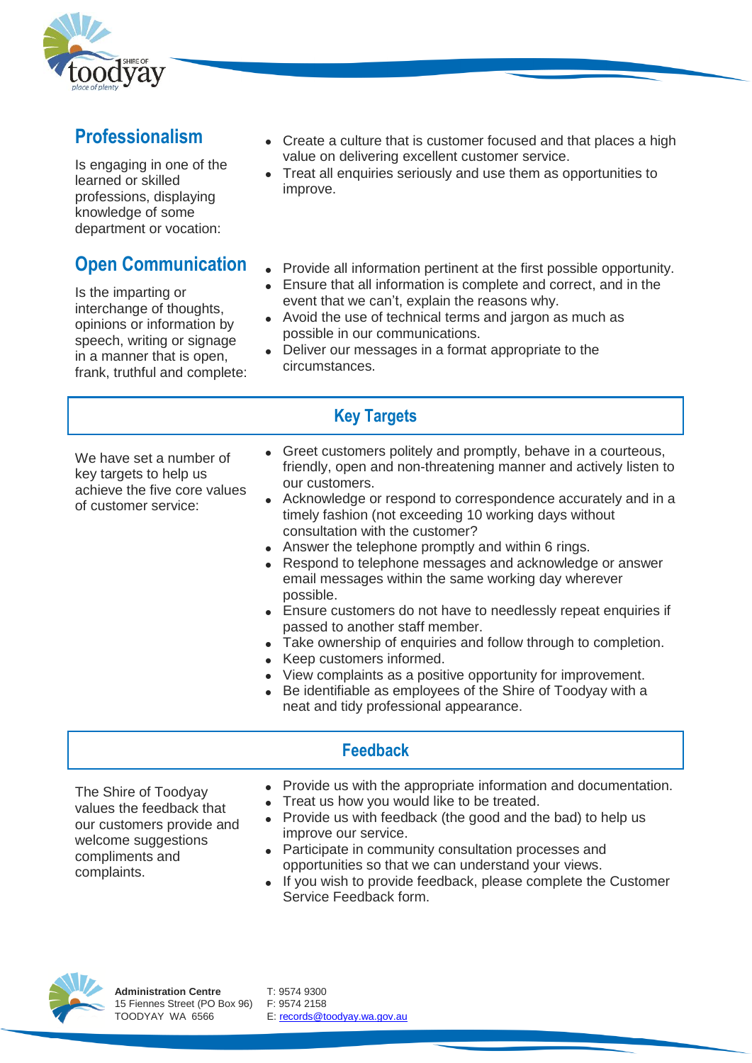## Professionalism

Is engaging in one of the learned or skilled professions, displaying knowledge of some department or vocation:

- Create a culture that is customer focused and that places a high value on delivering excellent customer service.
- Treat all enquiries seriously and use them as opportunities to improve.

## Open Communication

Is the imparting or interchange of thoughts, opinions or information by speech, writing or signage in a manner that is open, frank, truthful and complete:

- Provide all information pertinent at the first possible opportunity.
- Ensure that all information is complete and correct, and in the event that we can't, explain the reasons why.
- Avoid the use of technical terms and jargon as much as possible in our communications.
- Deliver our messages in a format appropriate to the circumstances.

## Key Targets

We have set a number of key targets to help us achieve the five core values of customer service:

- Greet customers politely and promptly, behave in a courteous, friendly, open and non-threatening manner and actively listen to our customers.
- Acknowledge or respond to correspondence accurately and in a timely fashion (not exceeding 10 working days without consultation with the customer?
- Answer the telephone promptly and within 6 rings.
- Respond to telephone messages and acknowledge or answer email messages within the same working day wherever possible.
- Ensure customers do not have to needlessly repeat enquiries if passed to another staff member.
- Take ownership of enquiries and follow through to completion.
- Keep customers informed.
- View complaints as a positive opportunity for improvement.
- Be identifiable as employees of the Shire of Toodyay with a neat and tidy professional appearance.

## Feedback

The Shire of Toodyay values the feedback that our customers provide and welcome suggestions compliments and complaints.

- Provide us with the appropriate information and documentation.
- Treat us how you would like to be treated.
- Provide us with feedback (the good and the bad) to help us improve our service.
- Participate in community consultation processes and opportunities so that we can understand your views.
- If you wish to provide feedback, please complete the Customer Service Feedback form.

**Administration Centre**
15 Fiennes Street (PO Box 96)
TOODYAY WA 6566

T: 9574 9300
F: 9574 2158
E: records@toodyay.wa.gov.au